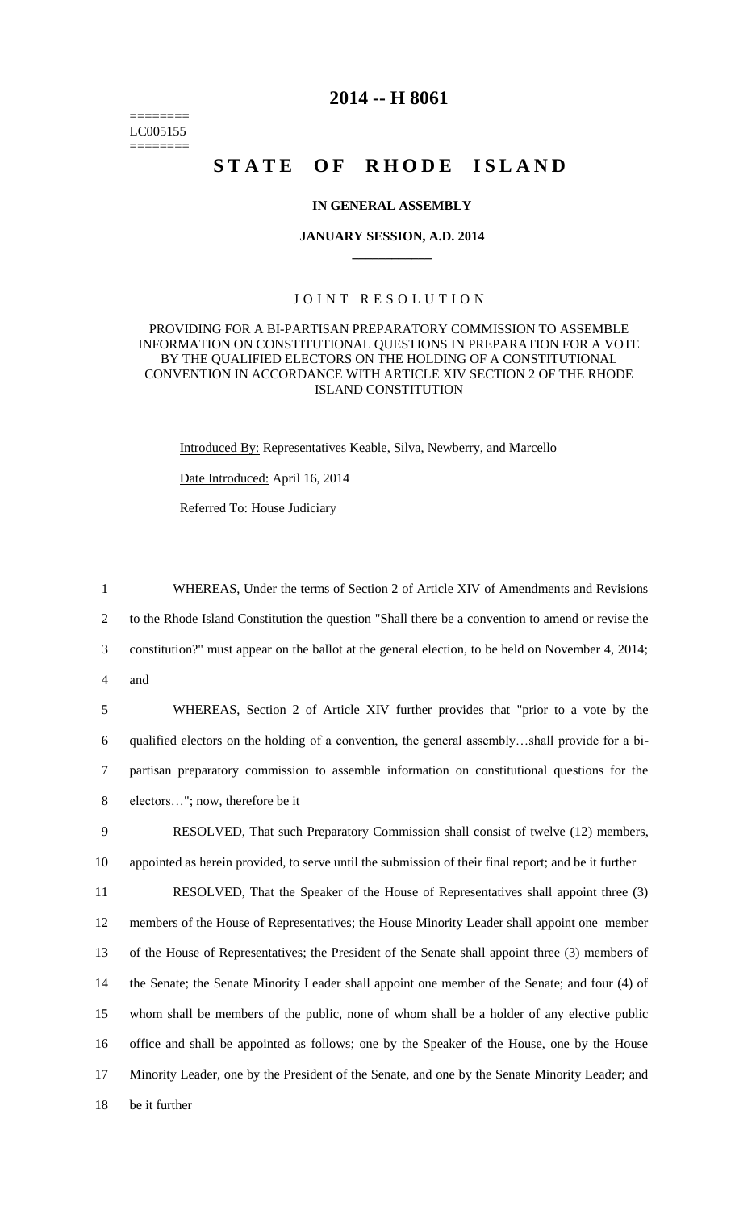========
LC005155
========

# 2014 -- H 8061

# STATE OF RHODE ISLAND

**IN GENERAL ASSEMBLY**

**JANUARY SESSION, A.D. 2014**

JOINT RESOLUTION

PROVIDING FOR A BI-PARTISAN PREPARATORY COMMISSION TO ASSEMBLE INFORMATION ON CONSTITUTIONAL QUESTIONS IN PREPARATION FOR A VOTE BY THE QUALIFIED ELECTORS ON THE HOLDING OF A CONSTITUTIONAL CONVENTION IN ACCORDANCE WITH ARTICLE XIV SECTION 2 OF THE RHODE ISLAND CONSTITUTION

Introduced By: Representatives Keable, Silva, Newberry, and Marcello

Date Introduced: April 16, 2014

Referred To: House Judiciary

1 WHEREAS, Under the terms of Section 2 of Article XIV of Amendments and Revisions
2 to the Rhode Island Constitution the question "Shall there be a convention to amend or revise the
3 constitution?" must appear on the ballot at the general election, to be held on November 4, 2014;
4 and

5 WHEREAS, Section 2 of Article XIV further provides that "prior to a vote by the
6 qualified electors on the holding of a convention, the general assembly…shall provide for a bi-
7 partisan preparatory commission to assemble information on constitutional questions for the
8 electors…"; now, therefore be it

9 RESOLVED, That such Preparatory Commission shall consist of twelve (12) members,
10 appointed as herein provided, to serve until the submission of their final report; and be it further

11 RESOLVED, That the Speaker of the House of Representatives shall appoint three (3)
12 members of the House of Representatives; the House Minority Leader shall appoint one member
13 of the House of Representatives; the President of the Senate shall appoint three (3) members of
14 the Senate; the Senate Minority Leader shall appoint one member of the Senate; and four (4) of
15 whom shall be members of the public, none of whom shall be a holder of any elective public
16 office and shall be appointed as follows; one by the Speaker of the House, one by the House
17 Minority Leader, one by the President of the Senate, and one by the Senate Minority Leader; and
18 be it further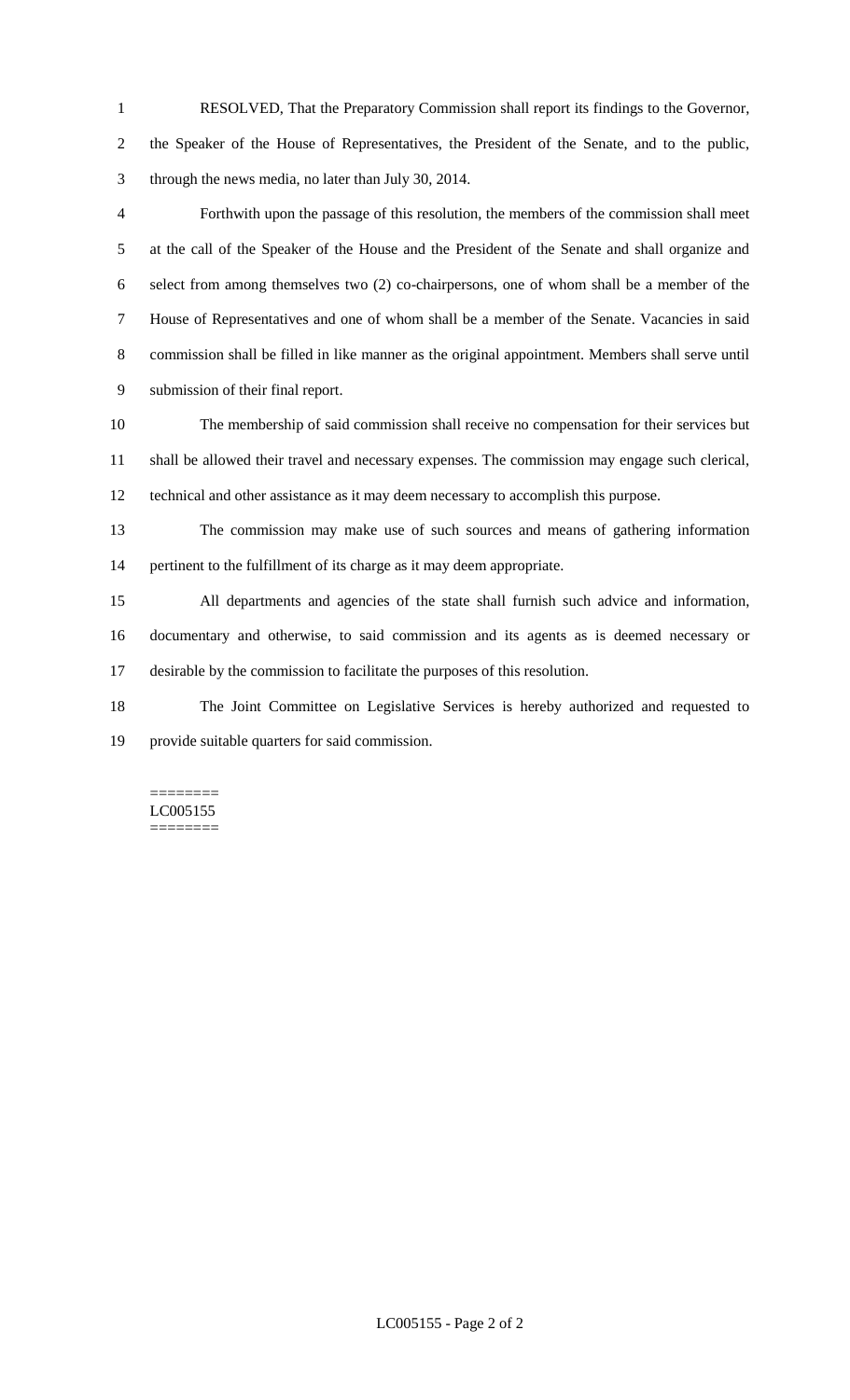RESOLVED, That the Preparatory Commission shall report its findings to the Governor, the Speaker of the House of Representatives, the President of the Senate, and to the public, through the news media, no later than July 30, 2014.

Forthwith upon the passage of this resolution, the members of the commission shall meet at the call of the Speaker of the House and the President of the Senate and shall organize and select from among themselves two (2) co-chairpersons, one of whom shall be a member of the House of Representatives and one of whom shall be a member of the Senate. Vacancies in said commission shall be filled in like manner as the original appointment. Members shall serve until submission of their final report.

The membership of said commission shall receive no compensation for their services but shall be allowed their travel and necessary expenses. The commission may engage such clerical, technical and other assistance as it may deem necessary to accomplish this purpose.

The commission may make use of such sources and means of gathering information pertinent to the fulfillment of its charge as it may deem appropriate.

All departments and agencies of the state shall furnish such advice and information, documentary and otherwise, to said commission and its agents as is deemed necessary or desirable by the commission to facilitate the purposes of this resolution.

The Joint Committee on Legislative Services is hereby authorized and requested to provide suitable quarters for said commission.

========
LC005155
========